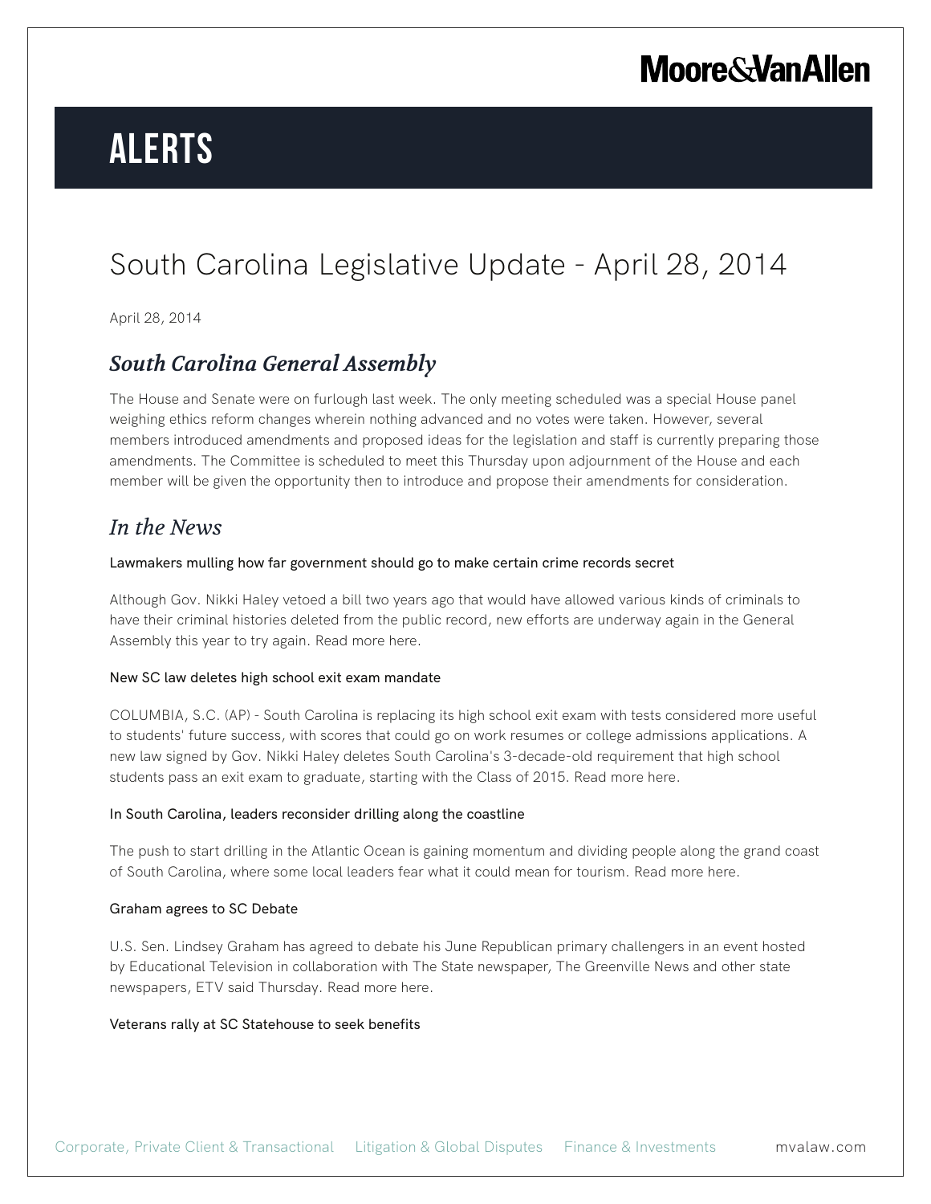# ALERTS

# South Carolina Legislative Update - April 28, 2014

April 28, 2014

## *South Carolina General Assembly*

The House and Senate were on furlough last week. The only meeting scheduled was a special House panel weighing ethics reform changes wherein nothing advanced and no votes were taken. However, several members introduced amendments and proposed ideas for the legislation and staff is currently preparing those amendments. The Committee is scheduled to meet this Thursday upon adjournment of the House and each member will be given the opportunity then to introduce and propose their amendments for consideration.

## *In the News*

#### Lawmakers mulling how far government should go to make certain crime records secret

Although Gov. Nikki Haley vetoed a bill two years ago that would have allowed various kinds of criminals to have their criminal histories deleted from the public record, new efforts are underway again in the General Assembly this year to try again. Read more here.

#### New SC law deletes high school exit exam mandate

COLUMBIA, S.C. (AP) - South Carolina is replacing its high school exit exam with tests considered more useful to students' future success, with scores that could go on work resumes or college admissions applications. A new law signed by Gov. Nikki Haley deletes South Carolina's 3-decade-old requirement that high school students pass an exit exam to graduate, starting with the Class of 2015. Read more here.

#### In South Carolina, leaders reconsider drilling along the coastline

The push to start drilling in the Atlantic Ocean is gaining momentum and dividing people along the grand coast of South Carolina, where some local leaders fear what it could mean for tourism. Read more here.

#### Graham agrees to SC Debate

U.S. Sen. Lindsey Graham has agreed to debate his June Republican primary challengers in an event hosted by Educational Television in collaboration with The State newspaper, The Greenville News and other state newspapers, ETV said Thursday. Read more here.

#### Veterans rally at SC Statehouse to seek benefits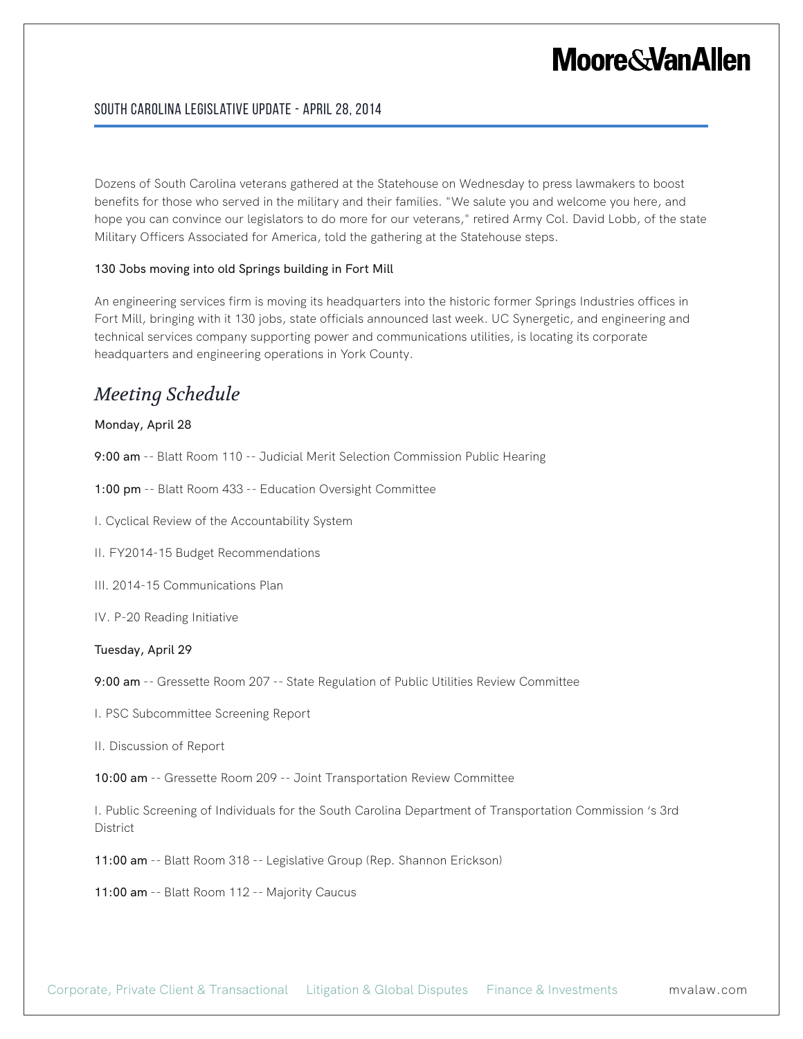Dozens of South Carolina veterans gathered at the Statehouse on Wednesday to press lawmakers to boost benefits for those who served in the military and their families. "We salute you and welcome you here, and hope you can convince our legislators to do more for our veterans," retired Army Col. David Lobb, of the state Military Officers Associated for America, told the gathering at the Statehouse steps.

**130 Jobs moving into old Springs building in Fort Mill**

An engineering services firm is moving its headquarters into the historic former Springs Industries offices in Fort Mill, bringing with it 130 jobs, state officials announced last week. UC Synergetic, and engineering and technical services company supporting power and communications utilities, is locating its corporate headquarters and engineering operations in York County.

## *Meeting Schedule*

**Monday, April 28**

**9:00 am** -- Blatt Room 110 -- Judicial Merit Selection Commission Public Hearing

**1:00 pm** -- Blatt Room 433 -- Education Oversight Committee

I. Cyclical Review of the Accountability System

II. FY2014-15 Budget Recommendations

III. 2014-15 Communications Plan

IV. P-20 Reading Initiative

**Tuesday, April 29**

**9:00 am** -- Gressette Room 207 -- State Regulation of Public Utilities Review Committee

I. PSC Subcommittee Screening Report

II. Discussion of Report

**10:00 am** -- Gressette Room 209 -- Joint Transportation Review Committee

I. Public Screening of Individuals for the South Carolina Department of Transportation Commission 's 3rd District

**11:00 am** -- Blatt Room 318 -- Legislative Group (Rep. Shannon Erickson)

**11:00 am** -- Blatt Room 112 -- Majority Caucus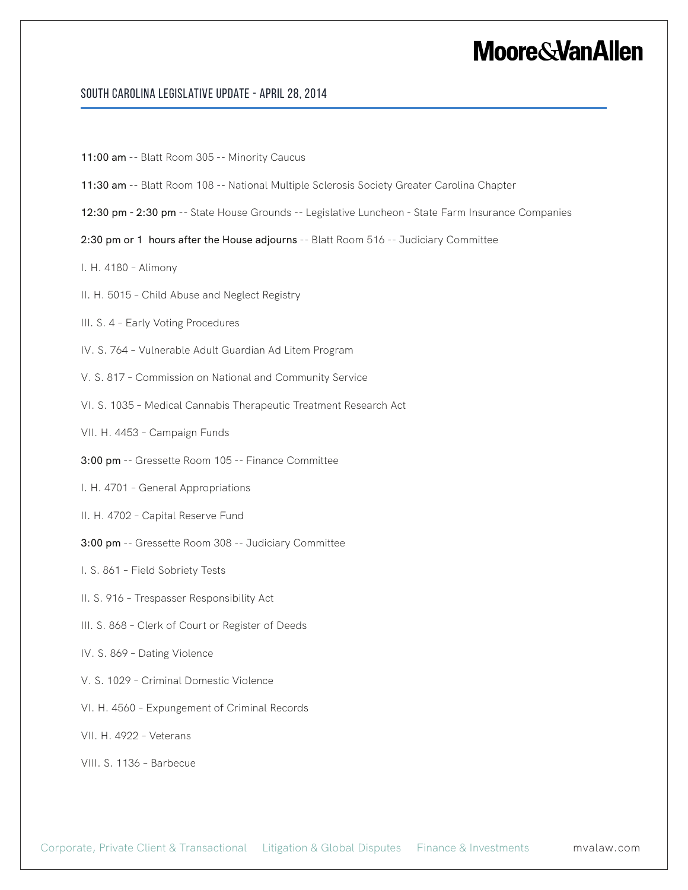**11:00 am** -- Blatt Room 305 -- Minority Caucus

**11:30 am** -- Blatt Room 108 -- National Multiple Sclerosis Society Greater Carolina Chapter

**12:30 pm - 2:30 pm** -- State House Grounds -- Legislative Luncheon - State Farm Insurance Companies

**2:30 pm or 1 hours after the House adjourns** -- Blatt Room 516 -- Judiciary Committee

I. H. 4180 – Alimony

II. H. 5015 – Child Abuse and Neglect Registry

III. S. 4 – Early Voting Procedures

IV. S. 764 – Vulnerable Adult Guardian Ad Litem Program

V. S. 817 – Commission on National and Community Service

VI. S. 1035 – Medical Cannabis Therapeutic Treatment Research Act

VII. H. 4453 – Campaign Funds

**3:00 pm** -- Gressette Room 105 -- Finance Committee

I. H. 4701 – General Appropriations

II. H. 4702 – Capital Reserve Fund

**3:00 pm** -- Gressette Room 308 -- Judiciary Committee

I. S. 861 – Field Sobriety Tests

II. S. 916 – Trespasser Responsibility Act

III. S. 868 – Clerk of Court or Register of Deeds

IV. S. 869 – Dating Violence

V. S. 1029 – Criminal Domestic Violence

VI. H. 4560 – Expungement of Criminal Records

VII. H. 4922 – Veterans

VIII. S. 1136 – Barbecue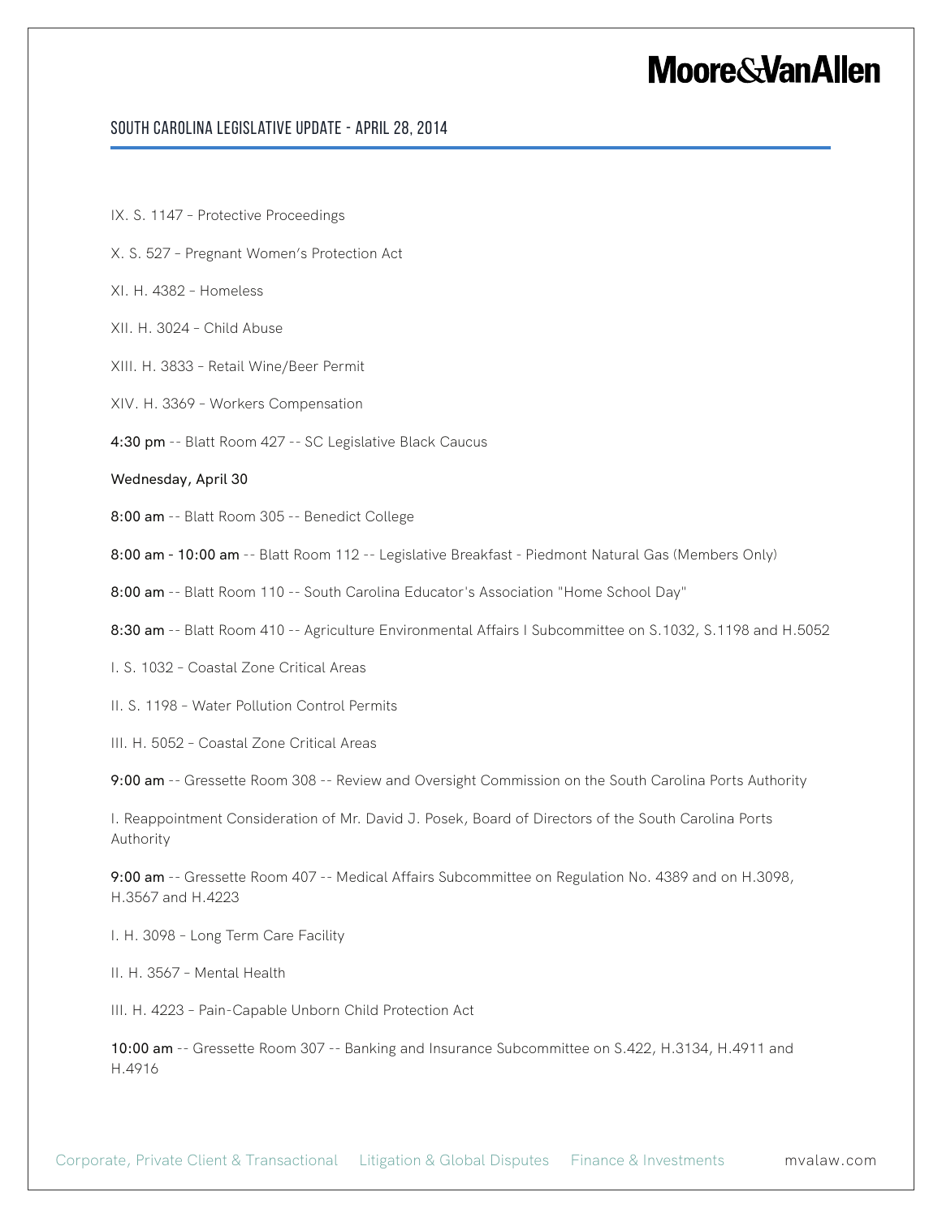IX. S. 1147 – Protective Proceedings

X. S. 527 – Pregnant Women's Protection Act

XI. H. 4382 – Homeless

XII. H. 3024 – Child Abuse

XIII. H. 3833 – Retail Wine/Beer Permit

XIV. H. 3369 – Workers Compensation

**4:30 pm** -- Blatt Room 427 -- SC Legislative Black Caucus

**Wednesday, April 30**

**8:00 am** -- Blatt Room 305 -- Benedict College

**8:00 am - 10:00 am** -- Blatt Room 112 -- Legislative Breakfast - Piedmont Natural Gas (Members Only)

**8:00 am** -- Blatt Room 110 -- South Carolina Educator's Association "Home School Day"

**8:30 am** -- Blatt Room 410 -- Agriculture Environmental Affairs I Subcommittee on S.1032, S.1198 and H.5052

I. S. 1032 – Coastal Zone Critical Areas

II. S. 1198 – Water Pollution Control Permits

III. H. 5052 – Coastal Zone Critical Areas

**9:00 am** -- Gressette Room 308 -- Review and Oversight Commission on the South Carolina Ports Authority

I. Reappointment Consideration of Mr. David J. Posek, Board of Directors of the South Carolina Ports Authority

**9:00 am** -- Gressette Room 407 -- Medical Affairs Subcommittee on Regulation No. 4389 and on H.3098, H.3567 and H.4223

I. H. 3098 – Long Term Care Facility

II. H. 3567 – Mental Health

III. H. 4223 – Pain-Capable Unborn Child Protection Act

**10:00 am** -- Gressette Room 307 -- Banking and Insurance Subcommittee on S.422, H.3134, H.4911 and H.4916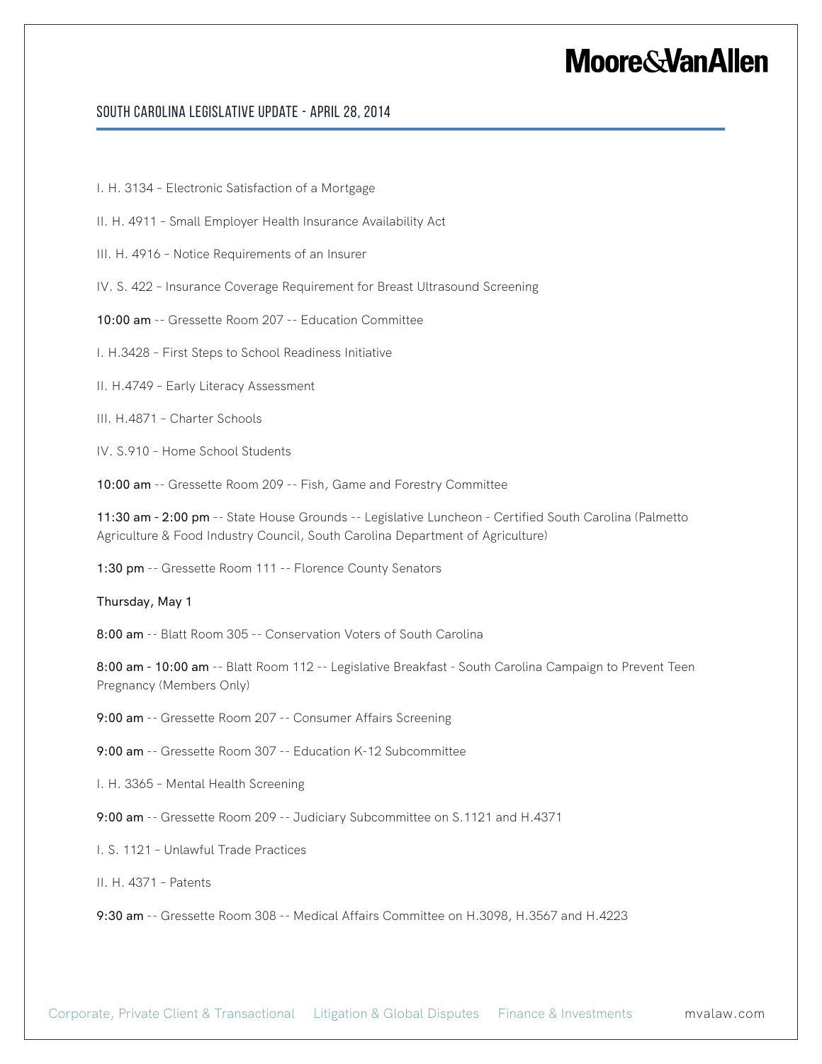I. H. 3134 – Electronic Satisfaction of a Mortgage

II. H. 4911 – Small Employer Health Insurance Availability Act

III. H. 4916 – Notice Requirements of an Insurer

IV. S. 422 – Insurance Coverage Requirement for Breast Ultrasound Screening

**10:00 am** -- Gressette Room 207 -- Education Committee

I. H.3428 – First Steps to School Readiness Initiative

II. H.4749 – Early Literacy Assessment

III. H.4871 – Charter Schools

IV. S.910 – Home School Students

**10:00 am** -- Gressette Room 209 -- Fish, Game and Forestry Committee

**11:30 am - 2:00 pm** -- State House Grounds -- Legislative Luncheon - Certified South Carolina (Palmetto Agriculture & Food Industry Council, South Carolina Department of Agriculture)

**1:30 pm** -- Gressette Room 111 -- Florence County Senators

**Thursday, May 1**

**8:00 am** -- Blatt Room 305 -- Conservation Voters of South Carolina

**8:00 am - 10:00 am** -- Blatt Room 112 -- Legislative Breakfast - South Carolina Campaign to Prevent Teen Pregnancy (Members Only)

**9:00 am** -- Gressette Room 207 -- Consumer Affairs Screening

**9:00 am** -- Gressette Room 307 -- Education K-12 Subcommittee

I. H. 3365 – Mental Health Screening

**9:00 am** -- Gressette Room 209 -- Judiciary Subcommittee on S.1121 and H.4371

I. S. 1121 – Unlawful Trade Practices

II. H. 4371 – Patents

**9:30 am** -- Gressette Room 308 -- Medical Affairs Committee on H.3098, H.3567 and H.4223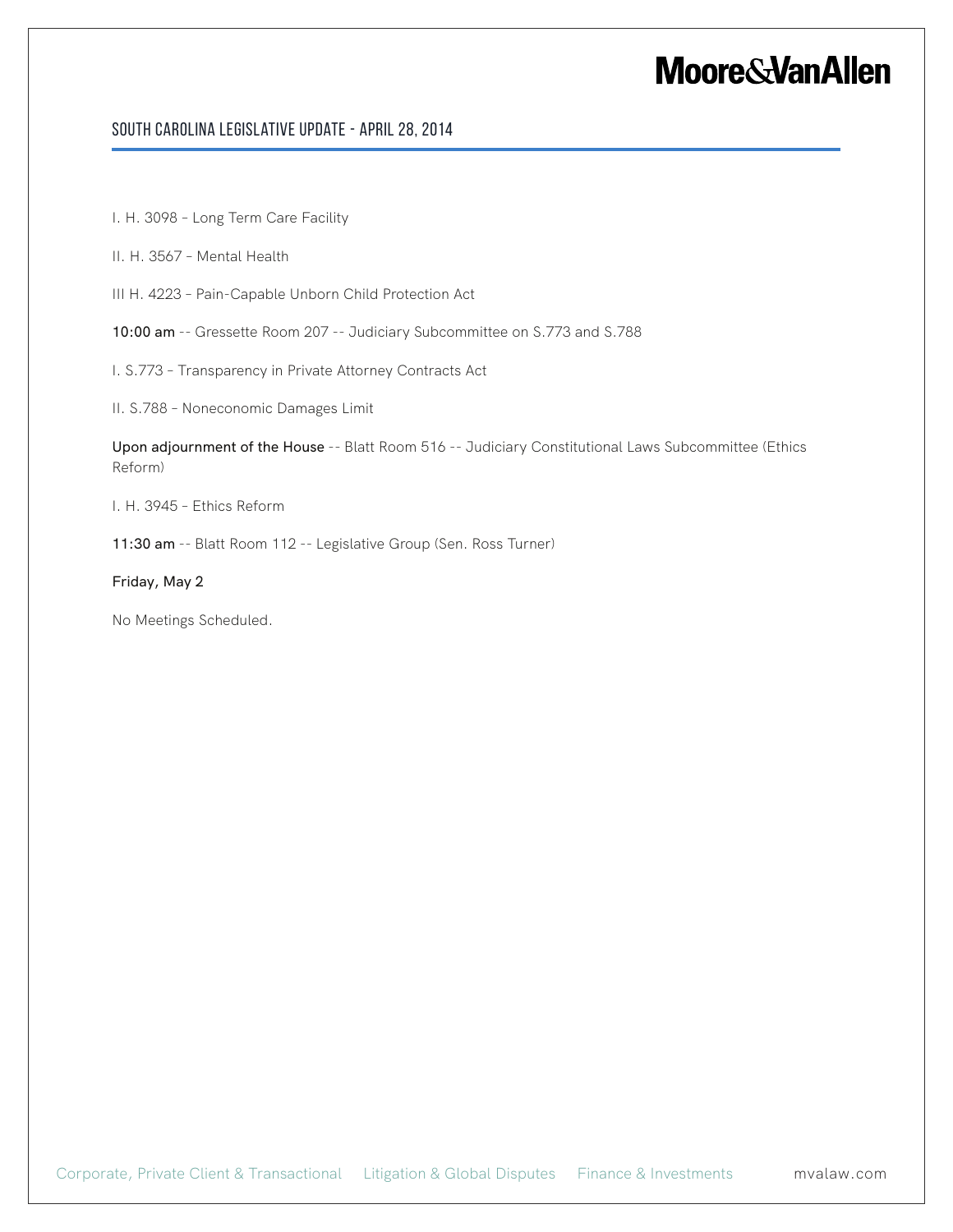I. H. 3098 – Long Term Care Facility

II. H. 3567 – Mental Health

III H. 4223 – Pain-Capable Unborn Child Protection Act

**10:00 am** -- Gressette Room 207 -- Judiciary Subcommittee on S.773 and S.788

I. S.773 – Transparency in Private Attorney Contracts Act

II. S.788 – Noneconomic Damages Limit

**Upon adjournment of the House** -- Blatt Room 516 -- Judiciary Constitutional Laws Subcommittee (Ethics Reform)

I. H. 3945 – Ethics Reform

**11:30 am** -- Blatt Room 112 -- Legislative Group (Sen. Ross Turner)

**Friday, May 2**

No Meetings Scheduled.